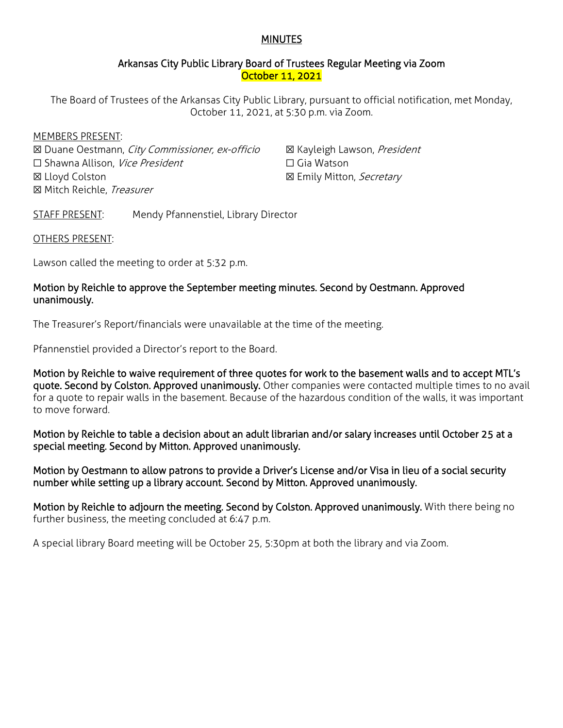# MINUTES

## Arkansas City Public Library Board of Trustees Regular Meeting via Zoom
## October 11, 2021

The Board of Trustees of the Arkansas City Public Library, pursuant to official notification, met Monday, October 11, 2021, at 5:30 p.m. via Zoom.

MEMBERS PRESENT:

☒ Duane Oestmann, *City Commissioner, ex-officio*
☒ Kayleigh Lawson, *President*
☐ Shawna Allison, *Vice President*
☐ Gia Watson
☒ Lloyd Colston
☒ Emily Mitton, *Secretary*
☒ Mitch Reichle, *Treasurer*

STAFF PRESENT: Mendy Pfannenstiel, Library Director

OTHERS PRESENT:

Lawson called the meeting to order at 5:32 p.m.

**Motion by Reichle to approve the September meeting minutes. Second by Oestmann. Approved unanimously.**

The Treasurer's Report/financials were unavailable at the time of the meeting.

Pfannenstiel provided a Director's report to the Board.

**Motion by Reichle to waive requirement of three quotes for work to the basement walls and to accept MTL's quote. Second by Colston. Approved unanimously.** Other companies were contacted multiple times to no avail for a quote to repair walls in the basement. Because of the hazardous condition of the walls, it was important to move forward.

**Motion by Reichle to table a decision about an adult librarian and/or salary increases until October 25 at a special meeting. Second by Mitton. Approved unanimously.**

**Motion by Oestmann to allow patrons to provide a Driver's License and/or Visa in lieu of a social security number while setting up a library account. Second by Mitton. Approved unanimously.**

**Motion by Reichle to adjourn the meeting. Second by Colston. Approved unanimously.** With there being no further business, the meeting concluded at 6:47 p.m.

A special library Board meeting will be October 25, 5:30pm at both the library and via Zoom.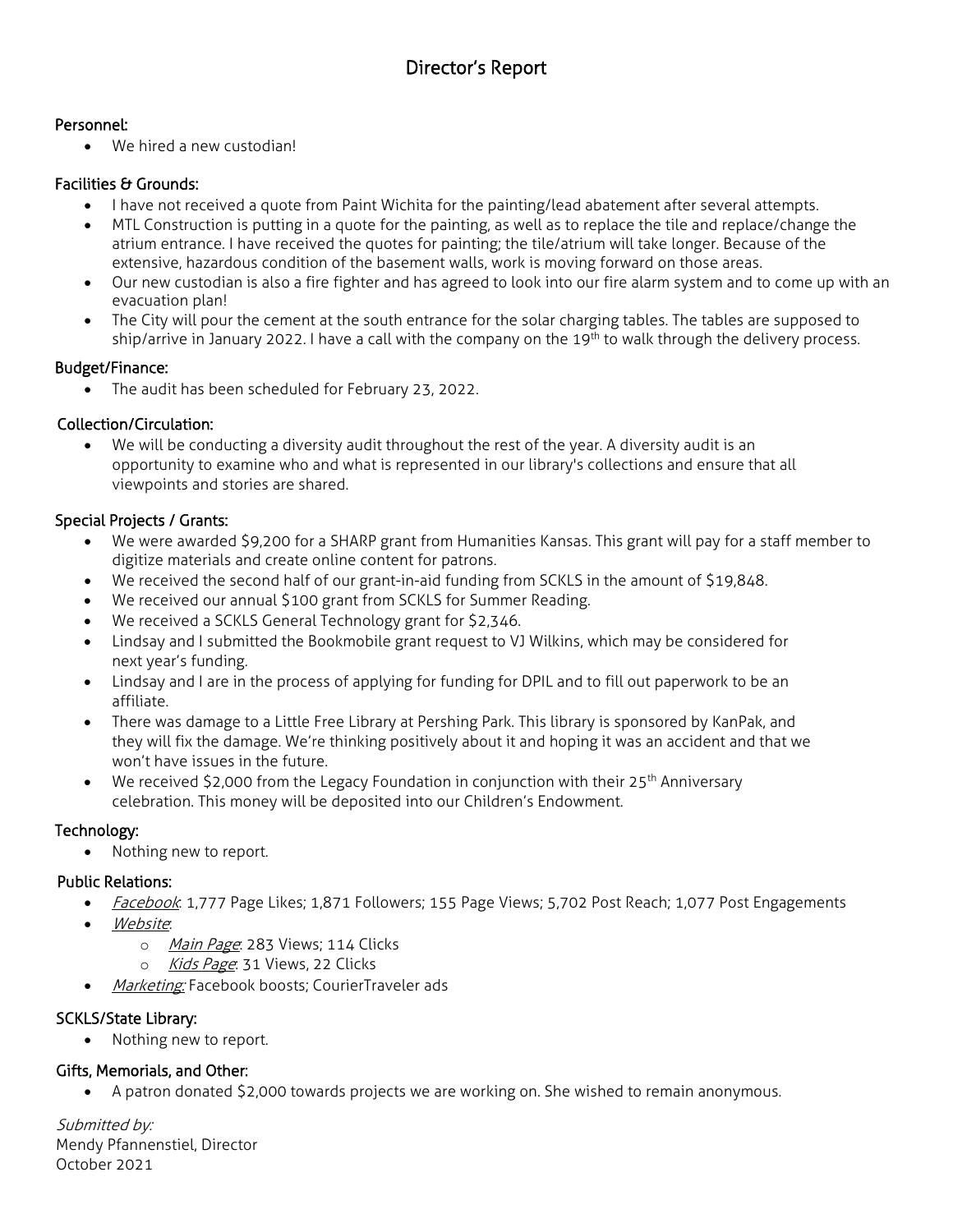# Director's Report

## Personnel:

- We hired a new custodian!

## Facilities & Grounds:

- I have not received a quote from Paint Wichita for the painting/lead abatement after several attempts.
- MTL Construction is putting in a quote for the painting, as well as to replace the tile and replace/change the atrium entrance. I have received the quotes for painting; the tile/atrium will take longer. Because of the extensive, hazardous condition of the basement walls, work is moving forward on those areas.
- Our new custodian is also a fire fighter and has agreed to look into our fire alarm system and to come up with an evacuation plan!
- The City will pour the cement at the south entrance for the solar charging tables. The tables are supposed to ship/arrive in January 2022. I have a call with the company on the 19th to walk through the delivery process.

## Budget/Finance:

- The audit has been scheduled for February 23, 2022.

## Collection/Circulation:

- We will be conducting a diversity audit throughout the rest of the year. A diversity audit is an opportunity to examine who and what is represented in our library's collections and ensure that all viewpoints and stories are shared.

## Special Projects / Grants:

- We were awarded $9,200 for a SHARP grant from Humanities Kansas. This grant will pay for a staff member to digitize materials and create online content for patrons.
- We received the second half of our grant-in-aid funding from SCKLS in the amount of $19,848.
- We received our annual $100 grant from SCKLS for Summer Reading.
- We received a SCKLS General Technology grant for $2,346.
- Lindsay and I submitted the Bookmobile grant request to VJ Wilkins, which may be considered for next year's funding.
- Lindsay and I are in the process of applying for funding for DPIL and to fill out paperwork to be an affiliate.
- There was damage to a Little Free Library at Pershing Park. This library is sponsored by KanPak, and they will fix the damage. We're thinking positively about it and hoping it was an accident and that we won't have issues in the future.
- We received $2,000 from the Legacy Foundation in conjunction with their 25th Anniversary celebration. This money will be deposited into our Children's Endowment.

## Technology:

- Nothing new to report.

## Public Relations:

- *Facebook*: 1,777 Page Likes; 1,871 Followers; 155 Page Views; 5,702 Post Reach; 1,077 Post Engagements
- *Website*:
  - *Main Page*: 283 Views; 114 Clicks
  - *Kids Page*: 31 Views, 22 Clicks
- *Marketing:* Facebook boosts; CourierTraveler ads

## SCKLS/State Library:

- Nothing new to report.

## Gifts, Memorials, and Other:

- A patron donated $2,000 towards projects we are working on. She wished to remain anonymous.

*Submitted by:*
Mendy Pfannenstiel, Director
October 2021